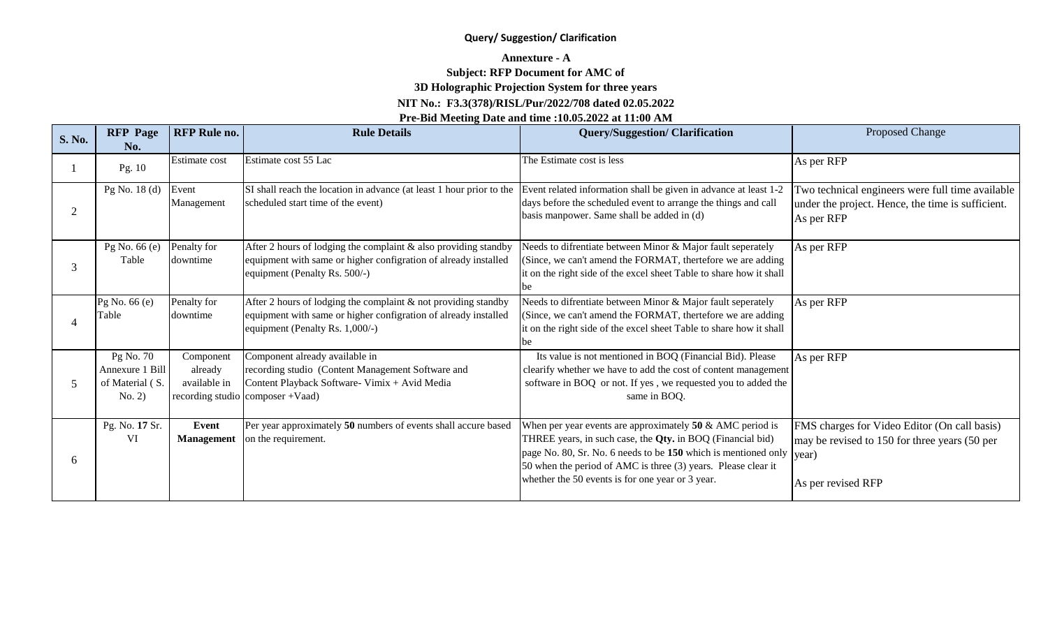**Query/ Suggestion/ Clarification**

**Annexure - A**

**Subject: RFP Document for AMC of**

**3D Holographic Projection System for three years**

**NIT No.: F3.3(378)/RISL/Pur/2022/708 dated 02.05.2022**

**Pre-Bid Meeting Date and time :10.05.2022 at 11:00 AM**

| S. No. | RFP Page No. | RFP Rule no. | Rule Details | Query/Suggestion/ Clarification | Proposed Change |
|---|---|---|---|---|---|
| 1 | Pg. 10 | Estimate cost | Estimate cost 55 Lac | The Estimate cost is less | As per RFP |
| 2 | Pg No. 18 (d) | Event Management | SI shall reach the location in advance (at least 1 hour prior to the scheduled start time of the event) | Event related information shall be given in advance at least 1-2 days before the scheduled event to arrange the things and call basis manpower. Same shall be added in (d) | Two technical engineers were full time available under the project. Hence, the time is sufficient. As per RFP |
| 3 | Pg No. 66 (e) Table | Penalty for downtime | After 2 hours of lodging the complaint & also providing standby equipment with same or higher configration of already installed equipment (Penalty Rs. 500/-) | Needs to difrentiate between Minor & Major fault seperately (Since, we can't amend the FORMAT, thertefore we are adding it on the right side of the excel sheet Table to share how it shall be | As per RFP |
| 4 | Pg No. 66 (e) Table | Penalty for downtime | After 2 hours of lodging the complaint & not providing standby equipment with same or higher configration of already installed equipment (Penalty Rs. 1,000/-) | Needs to difrentiate between Minor & Major fault seperately (Since, we can't amend the FORMAT, thertefore we are adding it on the right side of the excel sheet Table to share how it shall be | As per RFP |
| 5 | Pg No. 70 Annexure 1 Bill of Material ( S. No. 2) | Component already available in recording studio | Component already available in recording studio (Content Management Software and Content Playback Software- Vimix + Avid Media composer +Vaad) | Its value is not mentioned in BOQ (Financial Bid). Please clearify whether we have to add the cost of content management software in BOQ or not. If yes , we requested you to added the same in BOQ. | As per RFP |
| 6 | Pg. No. **17** Sr. VI | **Event Management** | Per year approximately **50** numbers of events shall accure based on the requirement. | When per year events are approximately **50** & AMC period is THREE years, in such case, the **Qty.** in BOQ (Financial bid) page No. 80, Sr. No. 6 needs to be **150** which is mentioned only 50 when the period of AMC is three (3) years. Please clear it whether the 50 events is for one year or 3 year. | FMS charges for Video Editor (On call basis) may be revised to 150 for three years (50 per year)<br><br>As per revised RFP |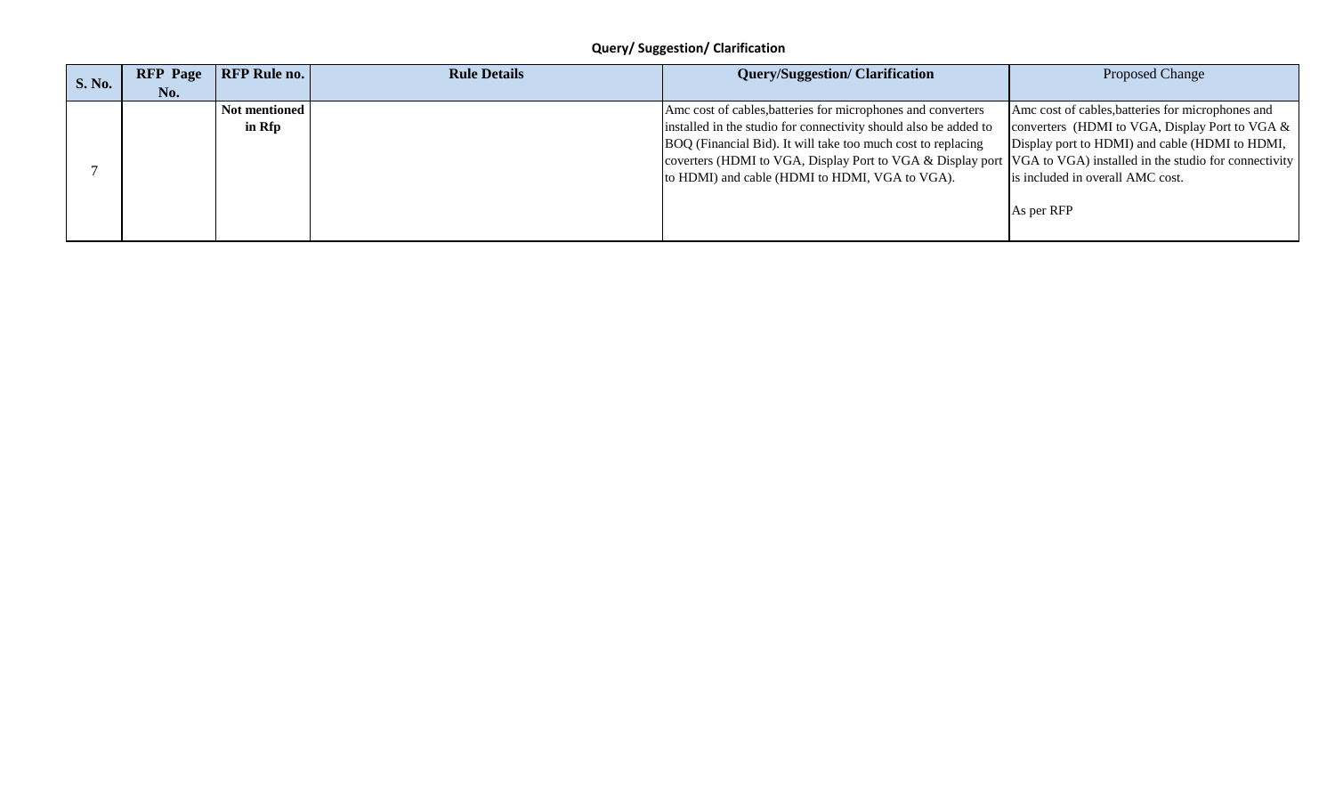**Query/ Suggestion/ Clarification**

| S. No. | RFP Page No. | RFP Rule no. | Rule Details | Query/Suggestion/ Clarification | Proposed Change |
|---|---|---|---|---|---|
| 7 | | **Not mentioned in Rfp** | | Amc cost of cables,batteries for microphones and converters installed in the studio for connectivity should also be added to BOQ (Financial Bid). It will take too much cost to replacing coverters (HDMI to VGA, Display Port to VGA & Display port to HDMI) and cable (HDMI to HDMI, VGA to VGA). | Amc cost of cables,batteries for microphones and converters (HDMI to VGA, Display Port to VGA & Display port to HDMI) and cable (HDMI to HDMI, VGA to VGA) installed in the studio for connectivity is included in overall AMC cost.<br><br>As per RFP |